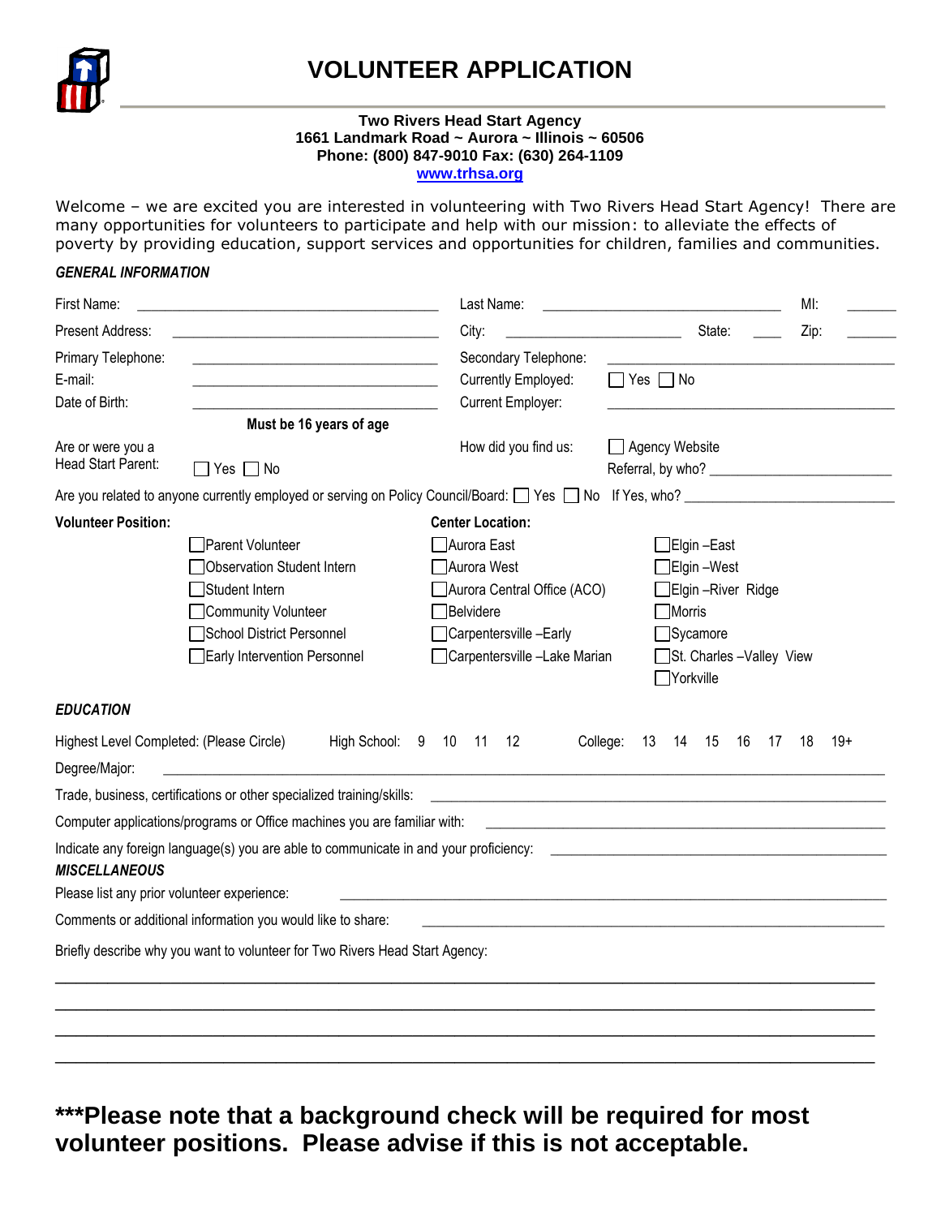# VOLUNTEER APPLICATION

**Two Rivers Head Start Agency**
**1661 Landmark Road ~ Aurora ~ Illinois ~ 60506**
**Phone: (800) 847-9010 Fax: (630) 264-1109**
**www.trhsa.org**

Welcome – we are excited you are interested in volunteering with Two Rivers Head Start Agency! There are many opportunities for volunteers to participate and help with our mission: to alleviate the effects of poverty by providing education, support services and opportunities for children, families and communities.

***GENERAL INFORMATION***

First Name: ______________________ Last Name: ______________________ MI: ______

Present Address: ______________________ City: ______________ State: ____ Zip: ______

Primary Telephone: ______________________ Secondary Telephone: ______________________

E-mail: ______________________ Currently Employed: ☐ Yes ☐ No

Date of Birth: ______________________ Current Employer: ______________________

**Must be 16 years of age**

Are or were you a Head Start Parent: ☐ Yes ☐ No

How did you find us: ☐ Agency Website Referral, by who? ______________________

Are you related to anyone currently employed or serving on Policy Council/Board: ☐ Yes ☐ No If Yes, who? ______________________

**Volunteer Position:**

- ☐ Parent Volunteer
- ☐ Observation Student Intern
- ☐ Student Intern
- ☐ Community Volunteer
- ☐ School District Personnel
- ☐ Early Intervention Personnel

**Center Location:**

- ☐ Aurora East
- ☐ Aurora West
- ☐ Aurora Central Office (ACO)
- ☐ Belvidere
- ☐ Carpentersville –Early
- ☐ Carpentersville –Lake Marian
- ☐ Elgin –East
- ☐ Elgin –West
- ☐ Elgin –River Ridge
- ☐ Morris
- ☐ Sycamore
- ☐ St. Charles –Valley View
- ☐ Yorkville

***EDUCATION***

Highest Level Completed: (Please Circle) High School: 9 10 11 12 College: 13 14 15 16 17 18 19+

Degree/Major: ______________________________________________

Trade, business, certifications or other specialized training/skills: ______________________________

Computer applications/programs or Office machines you are familiar with: ______________________________

Indicate any foreign language(s) you are able to communicate in and your proficiency: ______________________________

***MISCELLANEOUS***

Please list any prior volunteer experience: ______________________________

Comments or additional information you would like to share: ______________________________

Briefly describe why you want to volunteer for Two Rivers Head Start Agency:

______________________________________________

______________________________________________

______________________________________________

______________________________________________

**\*\*\*Please note that a background check will be required for most volunteer positions. Please advise if this is not acceptable.**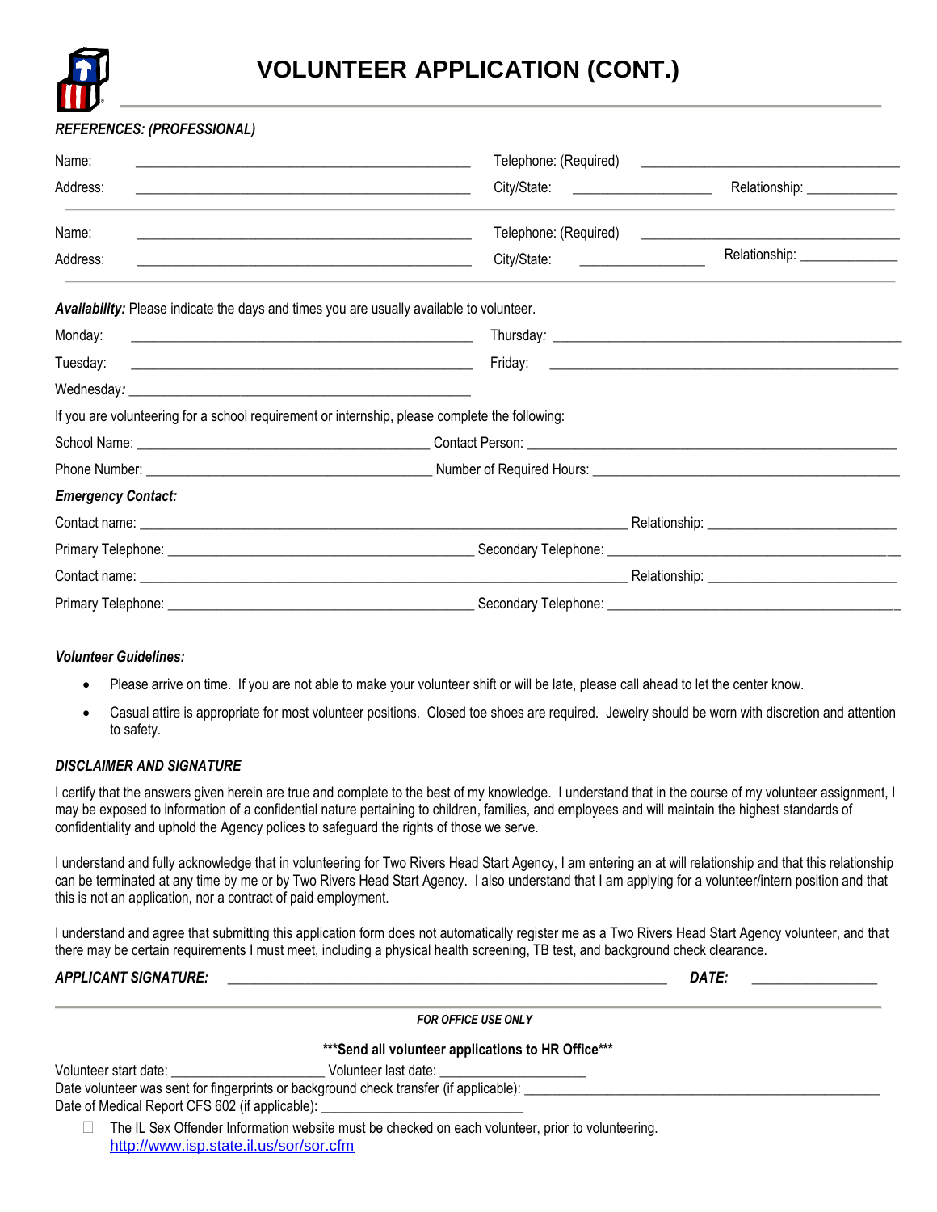# VOLUNTEER APPLICATION (CONT.)

***REFERENCES: (PROFESSIONAL)***

Name: ______________________________ Telephone: (Required) ______________________________

Address: ______________________________ City/State: ______________ Relationship: ____________

Name: ______________________________ Telephone: (Required) ______________________________

Address: ______________________________ City/State: ______________ Relationship: ____________

***Availability:*** Please indicate the days and times you are usually available to volunteer.

Monday: ______________________________ Thursday*:* ______________________________

Tuesday: ______________________________ Friday: ______________________________

Wednesday*:* ______________________________

If you are volunteering for a school requirement or internship, please complete the following:

School Name: ______________________________ Contact Person: ______________________________

Phone Number: ______________________________ Number of Required Hours: ______________________________

***Emergency Contact:***

Contact name: ______________________________ Relationship: ______________________________

Primary Telephone: ______________________________ Secondary Telephone: ______________________________

Contact name: ______________________________ Relationship: ______________________________

Primary Telephone: ______________________________ Secondary Telephone: ______________________________

***Volunteer Guidelines:***

- Please arrive on time. If you are not able to make your volunteer shift or will be late, please call ahead to let the center know.
- Casual attire is appropriate for most volunteer positions. Closed toe shoes are required. Jewelry should be worn with discretion and attention to safety.

***DISCLAIMER AND SIGNATURE***

I certify that the answers given herein are true and complete to the best of my knowledge. I understand that in the course of my volunteer assignment, I may be exposed to information of a confidential nature pertaining to children, families, and employees and will maintain the highest standards of confidentiality and uphold the Agency polices to safeguard the rights of those we serve.

I understand and fully acknowledge that in volunteering for Two Rivers Head Start Agency, I am entering an at will relationship and that this relationship can be terminated at any time by me or by Two Rivers Head Start Agency. I also understand that I am applying for a volunteer/intern position and that this is not an application, nor a contract of paid employment.

I understand and agree that submitting this application form does not automatically register me as a Two Rivers Head Start Agency volunteer, and that there may be certain requirements I must meet, including a physical health screening, TB test, and background check clearance.

***APPLICANT SIGNATURE:*** ______________________________ ***DATE:*** ______________

***FOR OFFICE USE ONLY***

**\*\*\*Send all volunteer applications to HR Office\*\*\***

Volunteer start date: ______________ Volunteer last date: ______________

Date volunteer was sent for fingerprints or background check transfer (if applicable): ______________________________

Date of Medical Report CFS 602 (if applicable): ______________________________

- ☐ The IL Sex Offender Information website must be checked on each volunteer, prior to volunteering. http://www.isp.state.il.us/sor/sor.cfm